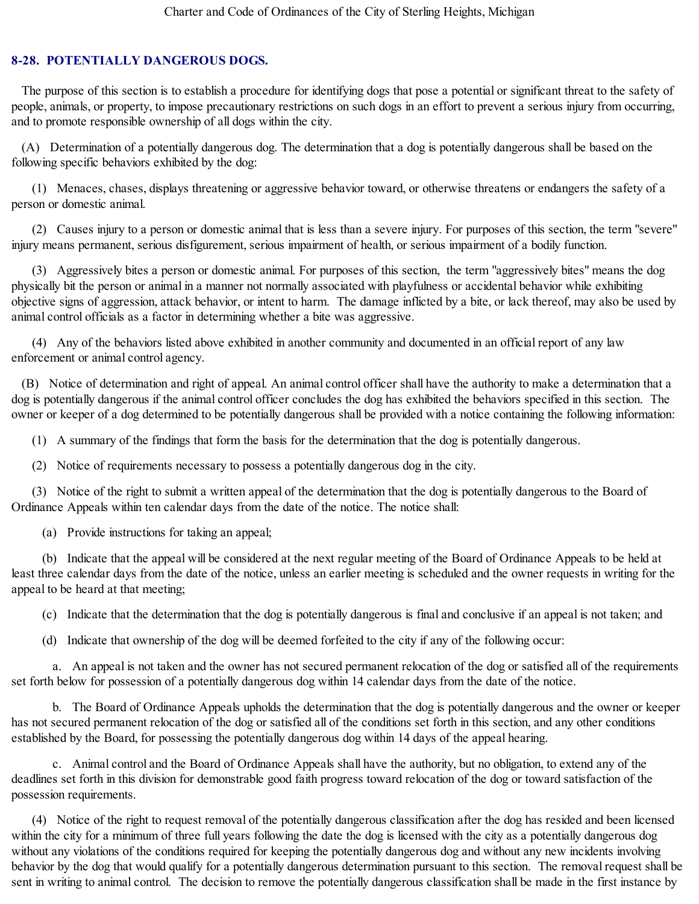## 8-28. POTENTIALLY DANGEROUS DOGS.

The purpose of this section is to establish a procedure for identifying dogs that pose a potential or significant threat to the safety of people, animals, or property, to impose precautionary restrictions on such dogs in an effort to prevent a serious injury from occurring, and to promote responsible ownership of all dogs within the city.

(A) Determination of a potentially dangerous dog. The determination that a dog is potentially dangerous shall be based on the following specific behaviors exhibited by the dog:

(1) Menaces, chases, displays threatening or aggressive behavior toward, or otherwise threatens or endangers the safety of a person or domestic animal.

(2) Causes injury to a person or domestic animal that is less than a severe injury. For purposes of this section, the term "severe" injury means permanent, serious disfigurement, serious impairment of health, or serious impairment of a bodily function.

(3) Aggressively bites a person or domestic animal. For purposes of this section, the term "aggressively bites" means the dog physically bit the person or animal in a manner not normally associated with playfulness or accidental behavior while exhibiting objective signs of aggression, attack behavior, or intent to harm. The damage inflicted by a bite, or lack thereof, may also be used by animal control officials as a factor in determining whether a bite was aggressive.

(4) Any of the behaviors listed above exhibited in another community and documented in an official report of any law enforcement or animal control agency.

(B) Notice of determination and right of appeal. An animal control officer shall have the authority to make a determination that a dog is potentially dangerous if the animal control officer concludes the dog has exhibited the behaviors specified in this section. The owner or keeper of a dog determined to be potentially dangerous shall be provided with a notice containing the following information:

(1) A summary of the findings that form the basis for the determination that the dog is potentially dangerous.

(2) Notice of requirements necessary to possess a potentially dangerous dog in the city.

(3) Notice of the right to submit a written appeal of the determination that the dog is potentially dangerous to the Board of Ordinance Appeals within ten calendar days from the date of the notice. The notice shall:

(a) Provide instructions for taking an appeal;

(b) Indicate that the appeal will be considered at the next regular meeting of the Board of Ordinance Appeals to be held at least three calendar days from the date of the notice, unless an earlier meeting is scheduled and the owner requests in writing for the appeal to be heard at that meeting;

(c) Indicate that the determination that the dog is potentially dangerous is final and conclusive if an appeal is not taken; and

(d) Indicate that ownership of the dog will be deemed forfeited to the city if any of the following occur:

a. An appeal is not taken and the owner has not secured permanent relocation of the dog or satisfied all of the requirements set forth below for possession of a potentially dangerous dog within 14 calendar days from the date of the notice.

b. The Board of Ordinance Appeals upholds the determination that the dog is potentially dangerous and the owner or keeper has not secured permanent relocation of the dog or satisfied all of the conditions set forth in this section, and any other conditions established by the Board, for possessing the potentially dangerous dog within 14 days of the appeal hearing.

c. Animal control and the Board of Ordinance Appeals shall have the authority, but no obligation, to extend any of the deadlines set forth in this division for demonstrable good faith progress toward relocation of the dog or toward satisfaction of the possession requirements.

(4) Notice of the right to request removal of the potentially dangerous classification after the dog has resided and been licensed within the city for a minimum of three full years following the date the dog is licensed with the city as a potentially dangerous dog without any violations of the conditions required for keeping the potentially dangerous dog and without any new incidents involving behavior by the dog that would qualify for a potentially dangerous determination pursuant to this section. The removal request shall be sent in writing to animal control. The decision to remove the potentially dangerous classification shall be made in the first instance by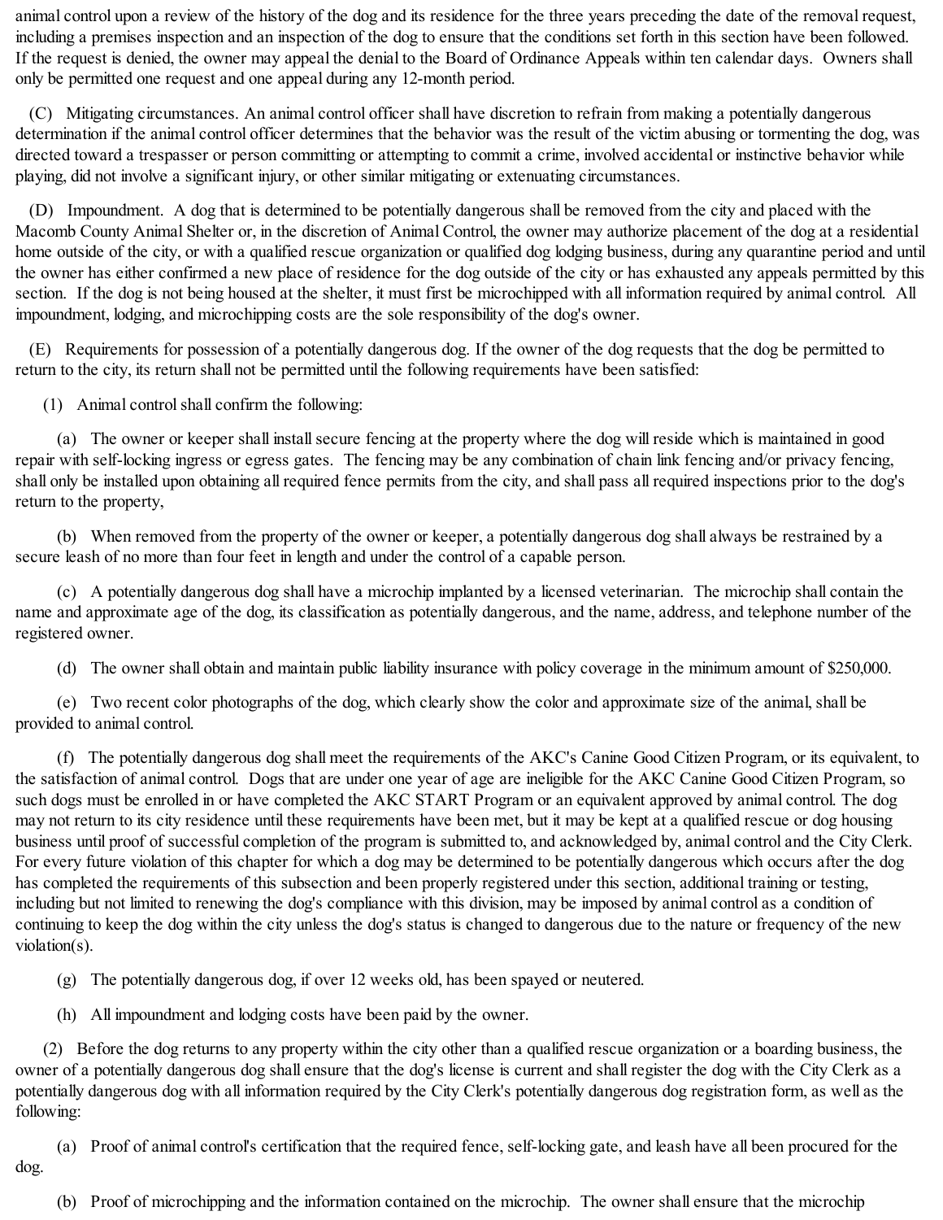animal control upon a review of the history of the dog and its residence for the three years preceding the date of the removal request, including a premises inspection and an inspection of the dog to ensure that the conditions set forth in this section have been followed. If the request is denied, the owner may appeal the denial to the Board of Ordinance Appeals within ten calendar days. Owners shall only be permitted one request and one appeal during any 12-month period.

(C) Mitigating circumstances. An animal control officer shall have discretion to refrain from making a potentially dangerous determination if the animal control officer determines that the behavior was the result of the victim abusing or tormenting the dog, was directed toward a trespasser or person committing or attempting to commit a crime, involved accidental or instinctive behavior while playing, did not involve a significant injury, or other similar mitigating or extenuating circumstances.

(D) Impoundment. A dog that is determined to be potentially dangerous shall be removed from the city and placed with the Macomb County Animal Shelter or, in the discretion of Animal Control, the owner may authorize placement of the dog at a residential home outside of the city, or with a qualified rescue organization or qualified dog lodging business, during any quarantine period and until the owner has either confirmed a new place of residence for the dog outside of the city or has exhausted any appeals permitted by this section. If the dog is not being housed at the shelter, it must first be microchipped with all information required by animal control. All impoundment, lodging, and microchipping costs are the sole responsibility of the dog's owner.

(E) Requirements for possession of a potentially dangerous dog. If the owner of the dog requests that the dog be permitted to return to the city, its return shall not be permitted until the following requirements have been satisfied:

(1) Animal control shall confirm the following:

(a) The owner or keeper shall install secure fencing at the property where the dog will reside which is maintained in good repair with self-locking ingress or egress gates. The fencing may be any combination of chain link fencing and/or privacy fencing, shall only be installed upon obtaining all required fence permits from the city, and shall pass all required inspections prior to the dog's return to the property,

(b) When removed from the property of the owner or keeper, a potentially dangerous dog shall always be restrained by a secure leash of no more than four feet in length and under the control of a capable person.

(c) A potentially dangerous dog shall have a microchip implanted by a licensed veterinarian. The microchip shall contain the name and approximate age of the dog, its classification as potentially dangerous, and the name, address, and telephone number of the registered owner.

(d) The owner shall obtain and maintain public liability insurance with policy coverage in the minimum amount of $250,000.

(e) Two recent color photographs of the dog, which clearly show the color and approximate size of the animal, shall be provided to animal control.

(f) The potentially dangerous dog shall meet the requirements of the AKC's Canine Good Citizen Program, or its equivalent, to the satisfaction of animal control. Dogs that are under one year of age are ineligible for the AKC Canine Good Citizen Program, so such dogs must be enrolled in or have completed the AKC START Program or an equivalent approved by animal control. The dog may not return to its city residence until these requirements have been met, but it may be kept at a qualified rescue or dog housing business until proof of successful completion of the program is submitted to, and acknowledged by, animal control and the City Clerk. For every future violation of this chapter for which a dog may be determined to be potentially dangerous which occurs after the dog has completed the requirements of this subsection and been properly registered under this section, additional training or testing, including but not limited to renewing the dog's compliance with this division, may be imposed by animal control as a condition of continuing to keep the dog within the city unless the dog's status is changed to dangerous due to the nature or frequency of the new violation(s).

(g) The potentially dangerous dog, if over 12 weeks old, has been spayed or neutered.

(h) All impoundment and lodging costs have been paid by the owner.

(2) Before the dog returns to any property within the city other than a qualified rescue organization or a boarding business, the owner of a potentially dangerous dog shall ensure that the dog's license is current and shall register the dog with the City Clerk as a potentially dangerous dog with all information required by the City Clerk's potentially dangerous dog registration form, as well as the following:

(a) Proof of animal control's certification that the required fence, self-locking gate, and leash have all been procured for the dog.

(b) Proof of microchipping and the information contained on the microchip. The owner shall ensure that the microchip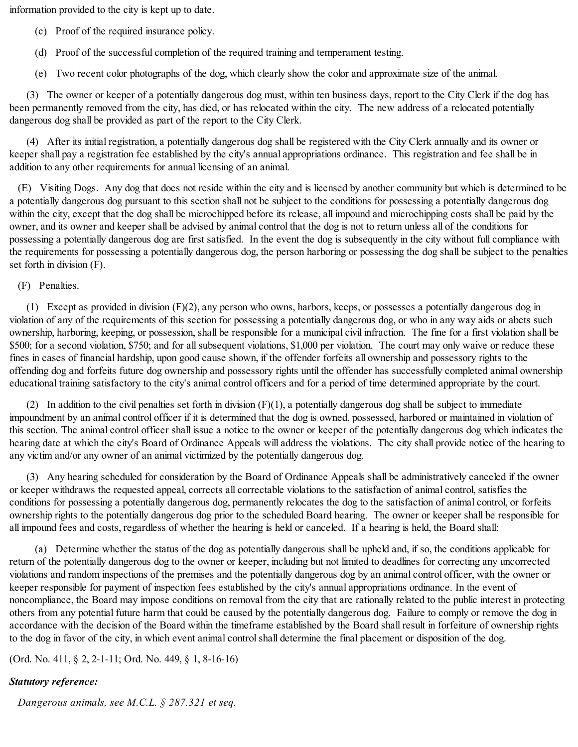information provided to the city is kept up to date.

(c) Proof of the required insurance policy.

(d) Proof of the successful completion of the required training and temperament testing.

(e) Two recent color photographs of the dog, which clearly show the color and approximate size of the animal.

(3) The owner or keeper of a potentially dangerous dog must, within ten business days, report to the City Clerk if the dog has been permanently removed from the city, has died, or has relocated within the city. The new address of a relocated potentially dangerous dog shall be provided as part of the report to the City Clerk.

(4) After its initial registration, a potentially dangerous dog shall be registered with the City Clerk annually and its owner or keeper shall pay a registration fee established by the city's annual appropriations ordinance. This registration and fee shall be in addition to any other requirements for annual licensing of an animal.

(E) Visiting Dogs. Any dog that does not reside within the city and is licensed by another community but which is determined to be a potentially dangerous dog pursuant to this section shall not be subject to the conditions for possessing a potentially dangerous dog within the city, except that the dog shall be microchipped before its release, all impound and microchipping costs shall be paid by the owner, and its owner and keeper shall be advised by animal control that the dog is not to return unless all of the conditions for possessing a potentially dangerous dog are first satisfied. In the event the dog is subsequently in the city without full compliance with the requirements for possessing a potentially dangerous dog, the person harboring or possessing the dog shall be subject to the penalties set forth in division (F).

(F) Penalties.

(1) Except as provided in division (F)(2), any person who owns, harbors, keeps, or possesses a potentially dangerous dog in violation of any of the requirements of this section for possessing a potentially dangerous dog, or who in any way aids or abets such ownership, harboring, keeping, or possession, shall be responsible for a municipal civil infraction. The fine for a first violation shall be \$500; for a second violation, \$750; and for all subsequent violations, \$1,000 per violation. The court may only waive or reduce these fines in cases of financial hardship, upon good cause shown, if the offender forfeits all ownership and possessory rights to the offending dog and forfeits future dog ownership and possessory rights until the offender has successfully completed animal ownership educational training satisfactory to the city's animal control officers and for a period of time determined appropriate by the court.

(2) In addition to the civil penalties set forth in division (F)(1), a potentially dangerous dog shall be subject to immediate impoundment by an animal control officer if it is determined that the dog is owned, possessed, harbored or maintained in violation of this section. The animal control officer shall issue a notice to the owner or keeper of the potentially dangerous dog which indicates the hearing date at which the city's Board of Ordinance Appeals will address the violations. The city shall provide notice of the hearing to any victim and/or any owner of an animal victimized by the potentially dangerous dog.

(3) Any hearing scheduled for consideration by the Board of Ordinance Appeals shall be administratively canceled if the owner or keeper withdraws the requested appeal, corrects all correctable violations to the satisfaction of animal control, satisfies the conditions for possessing a potentially dangerous dog, permanently relocates the dog to the satisfaction of animal control, or forfeits ownership rights to the potentially dangerous dog prior to the scheduled Board hearing. The owner or keeper shall be responsible for all impound fees and costs, regardless of whether the hearing is held or canceled. If a hearing is held, the Board shall:

(a) Determine whether the status of the dog as potentially dangerous shall be upheld and, if so, the conditions applicable for return of the potentially dangerous dog to the owner or keeper, including but not limited to deadlines for correcting any uncorrected violations and random inspections of the premises and the potentially dangerous dog by an animal control officer, with the owner or keeper responsible for payment of inspection fees established by the city's annual appropriations ordinance. In the event of noncompliance, the Board may impose conditions on removal from the city that are rationally related to the public interest in protecting others from any potential future harm that could be caused by the potentially dangerous dog. Failure to comply or remove the dog in accordance with the decision of the Board within the timeframe established by the Board shall result in forfeiture of ownership rights to the dog in favor of the city, in which event animal control shall determine the final placement or disposition of the dog.

(Ord. No. 411, § 2, 2-1-11; Ord. No. 449, § 1, 8-16-16)

***Statutory reference:***

*Dangerous animals, see M.C.L. § 287.321 et seq.*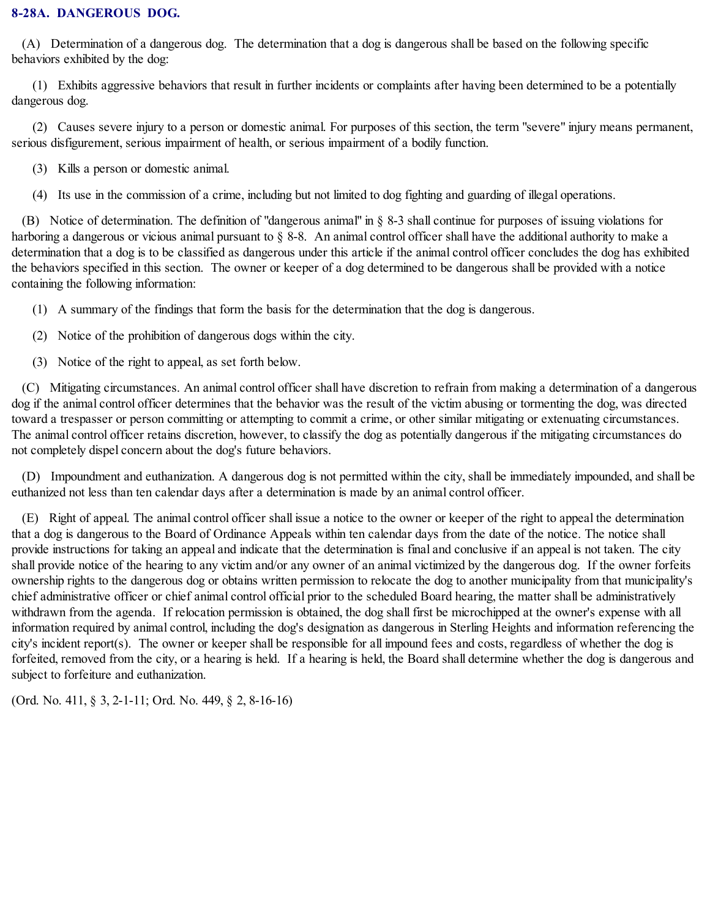### 8-28A. DANGEROUS DOG.

(A) Determination of a dangerous dog. The determination that a dog is dangerous shall be based on the following specific behaviors exhibited by the dog:

(1) Exhibits aggressive behaviors that result in further incidents or complaints after having been determined to be a potentially dangerous dog.

(2) Causes severe injury to a person or domestic animal. For purposes of this section, the term "severe" injury means permanent, serious disfigurement, serious impairment of health, or serious impairment of a bodily function.

(3) Kills a person or domestic animal.

(4) Its use in the commission of a crime, including but not limited to dog fighting and guarding of illegal operations.

(B) Notice of determination. The definition of "dangerous animal" in § 8-3 shall continue for purposes of issuing violations for harboring a dangerous or vicious animal pursuant to § 8-8. An animal control officer shall have the additional authority to make a determination that a dog is to be classified as dangerous under this article if the animal control officer concludes the dog has exhibited the behaviors specified in this section. The owner or keeper of a dog determined to be dangerous shall be provided with a notice containing the following information:

(1) A summary of the findings that form the basis for the determination that the dog is dangerous.

(2) Notice of the prohibition of dangerous dogs within the city.

(3) Notice of the right to appeal, as set forth below.

(C) Mitigating circumstances. An animal control officer shall have discretion to refrain from making a determination of a dangerous dog if the animal control officer determines that the behavior was the result of the victim abusing or tormenting the dog, was directed toward a trespasser or person committing or attempting to commit a crime, or other similar mitigating or extenuating circumstances. The animal control officer retains discretion, however, to classify the dog as potentially dangerous if the mitigating circumstances do not completely dispel concern about the dog's future behaviors.

(D) Impoundment and euthanization. A dangerous dog is not permitted within the city, shall be immediately impounded, and shall be euthanized not less than ten calendar days after a determination is made by an animal control officer.

(E) Right of appeal. The animal control officer shall issue a notice to the owner or keeper of the right to appeal the determination that a dog is dangerous to the Board of Ordinance Appeals within ten calendar days from the date of the notice. The notice shall provide instructions for taking an appeal and indicate that the determination is final and conclusive if an appeal is not taken. The city shall provide notice of the hearing to any victim and/or any owner of an animal victimized by the dangerous dog. If the owner forfeits ownership rights to the dangerous dog or obtains written permission to relocate the dog to another municipality from that municipality's chief administrative officer or chief animal control official prior to the scheduled Board hearing, the matter shall be administratively withdrawn from the agenda. If relocation permission is obtained, the dog shall first be microchipped at the owner's expense with all information required by animal control, including the dog's designation as dangerous in Sterling Heights and information referencing the city's incident report(s). The owner or keeper shall be responsible for all impound fees and costs, regardless of whether the dog is forfeited, removed from the city, or a hearing is held. If a hearing is held, the Board shall determine whether the dog is dangerous and subject to forfeiture and euthanization.

(Ord. No. 411, § 3, 2-1-11; Ord. No. 449, § 2, 8-16-16)